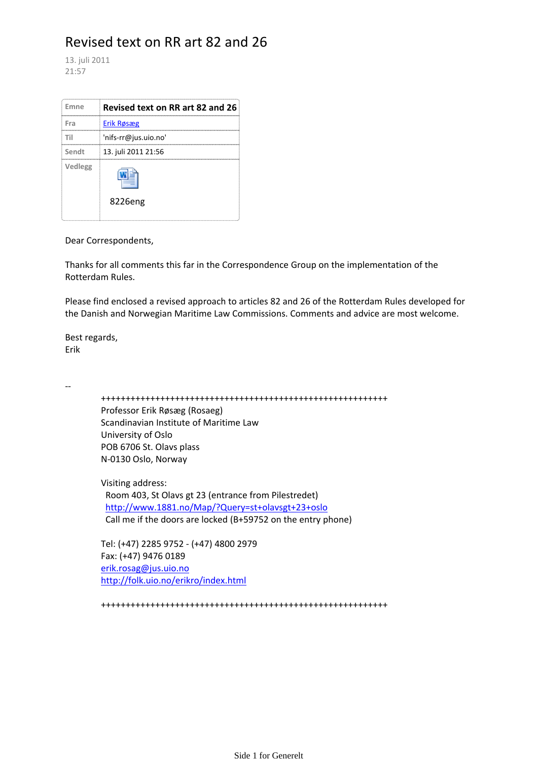# Revised text on RR art 82 and 26

13. juli 2011
21:57

| Emne | **Revised text on RR art 82 and 26** |
| --- | --- |
| Fra | Erik Røsæg |
| Til | 'nifs-rr@jus.uio.no' |
| Sendt | 13. juli 2011 21:56 |
| Vedlegg | 8226eng |

Dear Correspondents,

Thanks for all comments this far in the Correspondence Group on the implementation of the Rotterdam Rules.

Please find enclosed a revised approach to articles 82 and 26 of the Rotterdam Rules developed for the Danish and Norwegian Maritime Law Commissions. Comments and advice are most welcome.

Best regards,
Erik

--

++++++++++++++++++++++++++++++++++++++++++++++++++++++++++++

Professor Erik Røsæg (Rosaeg)
Scandinavian Institute of Maritime Law
University of Oslo
POB 6706 St. Olavs plass
N-0130 Oslo, Norway

Visiting address:
Room 403, St Olavs gt 23 (entrance from Pilestredet)
http://www.1881.no/Map/?Query=st+olavsgt+23+oslo
Call me if the doors are locked (B+59752 on the entry phone)

Tel: (+47) 2285 9752 - (+47) 4800 2979
Fax: (+47) 9476 0189
erik.rosag@jus.uio.no
http://folk.uio.no/erikro/index.html

++++++++++++++++++++++++++++++++++++++++++++++++++++++++++++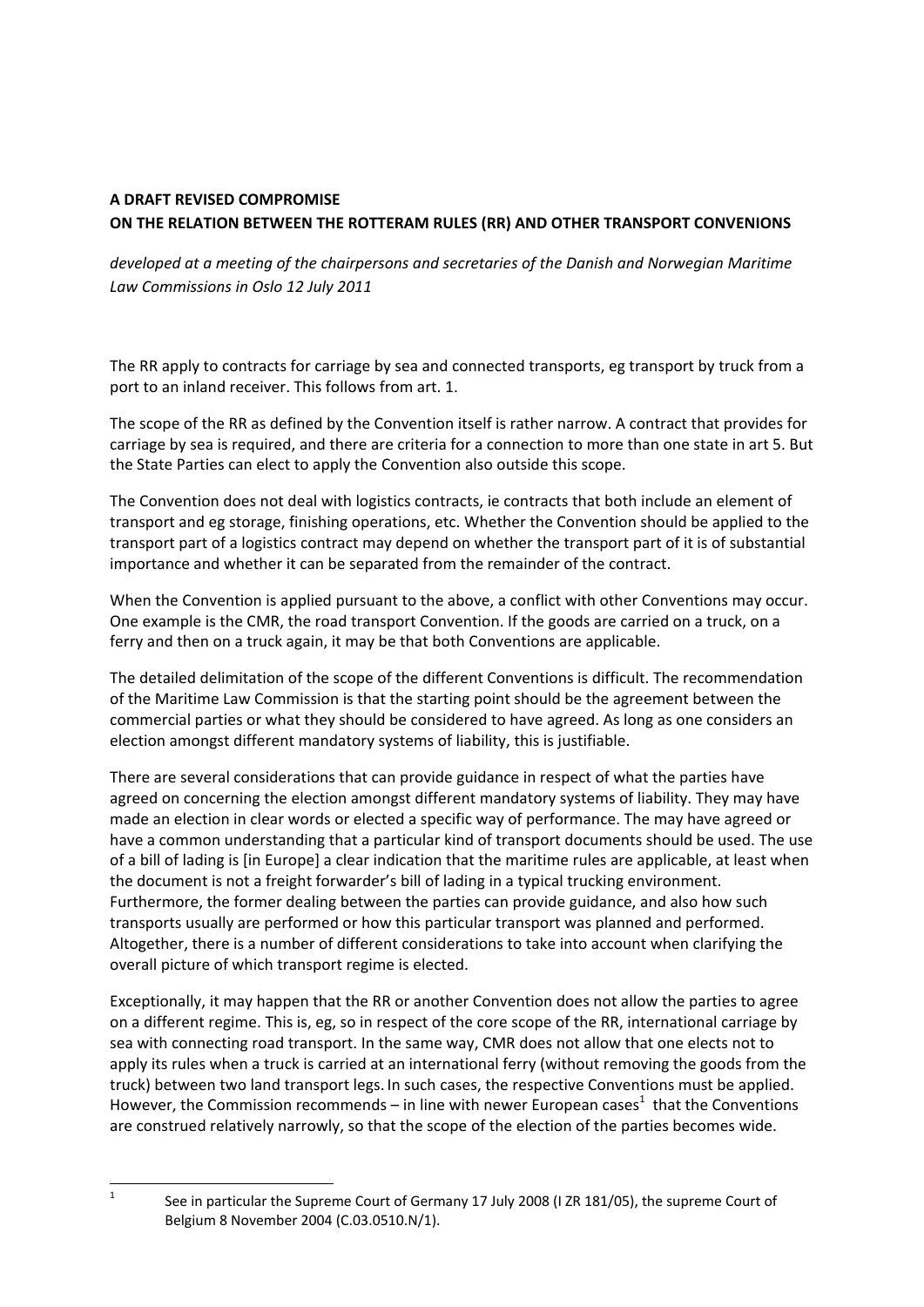**A DRAFT REVISED COMPROMISE**
**ON THE RELATION BETWEEN THE ROTTERAM RULES (RR) AND OTHER TRANSPORT CONVENIONS**

*developed at a meeting of the chairpersons and secretaries of the Danish and Norwegian Maritime Law Commissions in Oslo 12 July 2011*

The RR apply to contracts for carriage by sea and connected transports, eg transport by truck from a port to an inland receiver. This follows from art. 1.

The scope of the RR as defined by the Convention itself is rather narrow. A contract that provides for carriage by sea is required, and there are criteria for a connection to more than one state in art 5. But the State Parties can elect to apply the Convention also outside this scope.

The Convention does not deal with logistics contracts, ie contracts that both include an element of transport and eg storage, finishing operations, etc. Whether the Convention should be applied to the transport part of a logistics contract may depend on whether the transport part of it is of substantial importance and whether it can be separated from the remainder of the contract.

When the Convention is applied pursuant to the above, a conflict with other Conventions may occur. One example is the CMR, the road transport Convention. If the goods are carried on a truck, on a ferry and then on a truck again, it may be that both Conventions are applicable.

The detailed delimitation of the scope of the different Conventions is difficult. The recommendation of the Maritime Law Commission is that the starting point should be the agreement between the commercial parties or what they should be considered to have agreed. As long as one considers an election amongst different mandatory systems of liability, this is justifiable.

There are several considerations that can provide guidance in respect of what the parties have agreed on concerning the election amongst different mandatory systems of liability. They may have made an election in clear words or elected a specific way of performance. The may have agreed or have a common understanding that a particular kind of transport documents should be used. The use of a bill of lading is [in Europe] a clear indication that the maritime rules are applicable, at least when the document is not a freight forwarder's bill of lading in a typical trucking environment. Furthermore, the former dealing between the parties can provide guidance, and also how such transports usually are performed or how this particular transport was planned and performed. Altogether, there is a number of different considerations to take into account when clarifying the overall picture of which transport regime is elected.

Exceptionally, it may happen that the RR or another Convention does not allow the parties to agree on a different regime. This is, eg, so in respect of the core scope of the RR, international carriage by sea with connecting road transport. In the same way, CMR does not allow that one elects not to apply its rules when a truck is carried at an international ferry (without removing the goods from the truck) between two land transport legs. In such cases, the respective Conventions must be applied. However, the Commission recommends – in line with newer European cases[1] that the Conventions are construed relatively narrowly, so that the scope of the election of the parties becomes wide.

[1] See in particular the Supreme Court of Germany 17 July 2008 (I ZR 181/05), the supreme Court of Belgium 8 November 2004 (C.03.0510.N/1).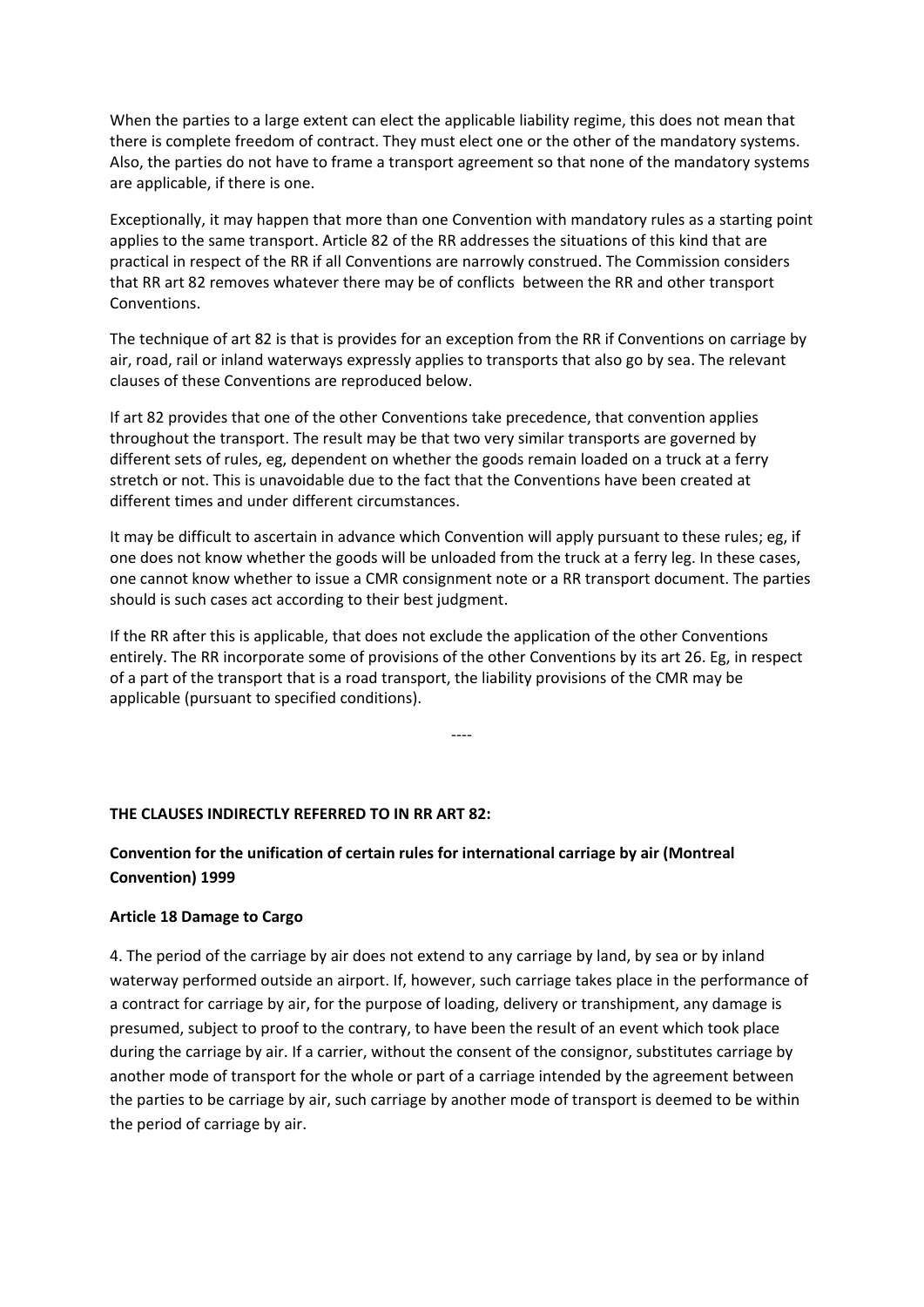When the parties to a large extent can elect the applicable liability regime, this does not mean that there is complete freedom of contract. They must elect one or the other of the mandatory systems. Also, the parties do not have to frame a transport agreement so that none of the mandatory systems are applicable, if there is one.

Exceptionally, it may happen that more than one Convention with mandatory rules as a starting point applies to the same transport. Article 82 of the RR addresses the situations of this kind that are practical in respect of the RR if all Conventions are narrowly construed. The Commission considers that RR art 82 removes whatever there may be of conflicts between the RR and other transport Conventions.

The technique of art 82 is that is provides for an exception from the RR if Conventions on carriage by air, road, rail or inland waterways expressly applies to transports that also go by sea. The relevant clauses of these Conventions are reproduced below.

If art 82 provides that one of the other Conventions take precedence, that convention applies throughout the transport. The result may be that two very similar transports are governed by different sets of rules, eg, dependent on whether the goods remain loaded on a truck at a ferry stretch or not. This is unavoidable due to the fact that the Conventions have been created at different times and under different circumstances.

It may be difficult to ascertain in advance which Convention will apply pursuant to these rules; eg, if one does not know whether the goods will be unloaded from the truck at a ferry leg. In these cases, one cannot know whether to issue a CMR consignment note or a RR transport document. The parties should is such cases act according to their best judgment.

If the RR after this is applicable, that does not exclude the application of the other Conventions entirely. The RR incorporate some of provisions of the other Conventions by its art 26. Eg, in respect of a part of the transport that is a road transport, the liability provisions of the CMR may be applicable (pursuant to specified conditions).

----

**THE CLAUSES INDIRECTLY REFERRED TO IN RR ART 82:**

**Convention for the unification of certain rules for international carriage by air (Montreal Convention) 1999**

**Article 18 Damage to Cargo**

4. The period of the carriage by air does not extend to any carriage by land, by sea or by inland waterway performed outside an airport. If, however, such carriage takes place in the performance of a contract for carriage by air, for the purpose of loading, delivery or transhipment, any damage is presumed, subject to proof to the contrary, to have been the result of an event which took place during the carriage by air. If a carrier, without the consent of the consignor, substitutes carriage by another mode of transport for the whole or part of a carriage intended by the agreement between the parties to be carriage by air, such carriage by another mode of transport is deemed to be within the period of carriage by air.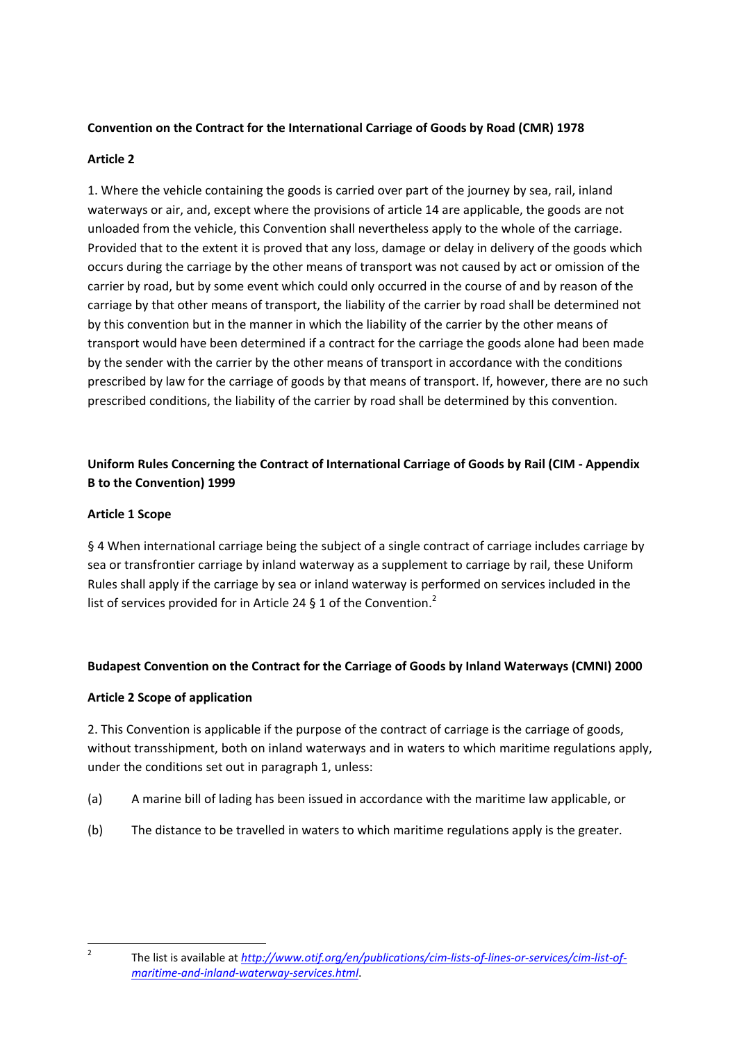**Convention on the Contract for the International Carriage of Goods by Road (CMR) 1978**

**Article 2**

1. Where the vehicle containing the goods is carried over part of the journey by sea, rail, inland waterways or air, and, except where the provisions of article 14 are applicable, the goods are not unloaded from the vehicle, this Convention shall nevertheless apply to the whole of the carriage. Provided that to the extent it is proved that any loss, damage or delay in delivery of the goods which occurs during the carriage by the other means of transport was not caused by act or omission of the carrier by road, but by some event which could only occurred in the course of and by reason of the carriage by that other means of transport, the liability of the carrier by road shall be determined not by this convention but in the manner in which the liability of the carrier by the other means of transport would have been determined if a contract for the carriage the goods alone had been made by the sender with the carrier by the other means of transport in accordance with the conditions prescribed by law for the carriage of goods by that means of transport. If, however, there are no such prescribed conditions, the liability of the carrier by road shall be determined by this convention.

**Uniform Rules Concerning the Contract of International Carriage of Goods by Rail (CIM - Appendix B to the Convention) 1999**

**Article 1 Scope**

§ 4 When international carriage being the subject of a single contract of carriage includes carriage by sea or transfrontier carriage by inland waterway as a supplement to carriage by rail, these Uniform Rules shall apply if the carriage by sea or inland waterway is performed on services included in the list of services provided for in Article 24 § 1 of the Convention.[2]

**Budapest Convention on the Contract for the Carriage of Goods by Inland Waterways (CMNI) 2000**

**Article 2 Scope of application**

2. This Convention is applicable if the purpose of the contract of carriage is the carriage of goods, without transshipment, both on inland waterways and in waters to which maritime regulations apply, under the conditions set out in paragraph 1, unless:

(a) A marine bill of lading has been issued in accordance with the maritime law applicable, or

(b) The distance to be travelled in waters to which maritime regulations apply is the greater.

---

[2] The list is available at *http://www.otif.org/en/publications/cim-lists-of-lines-or-services/cim-list-of-maritime-and-inland-waterway-services.html*.